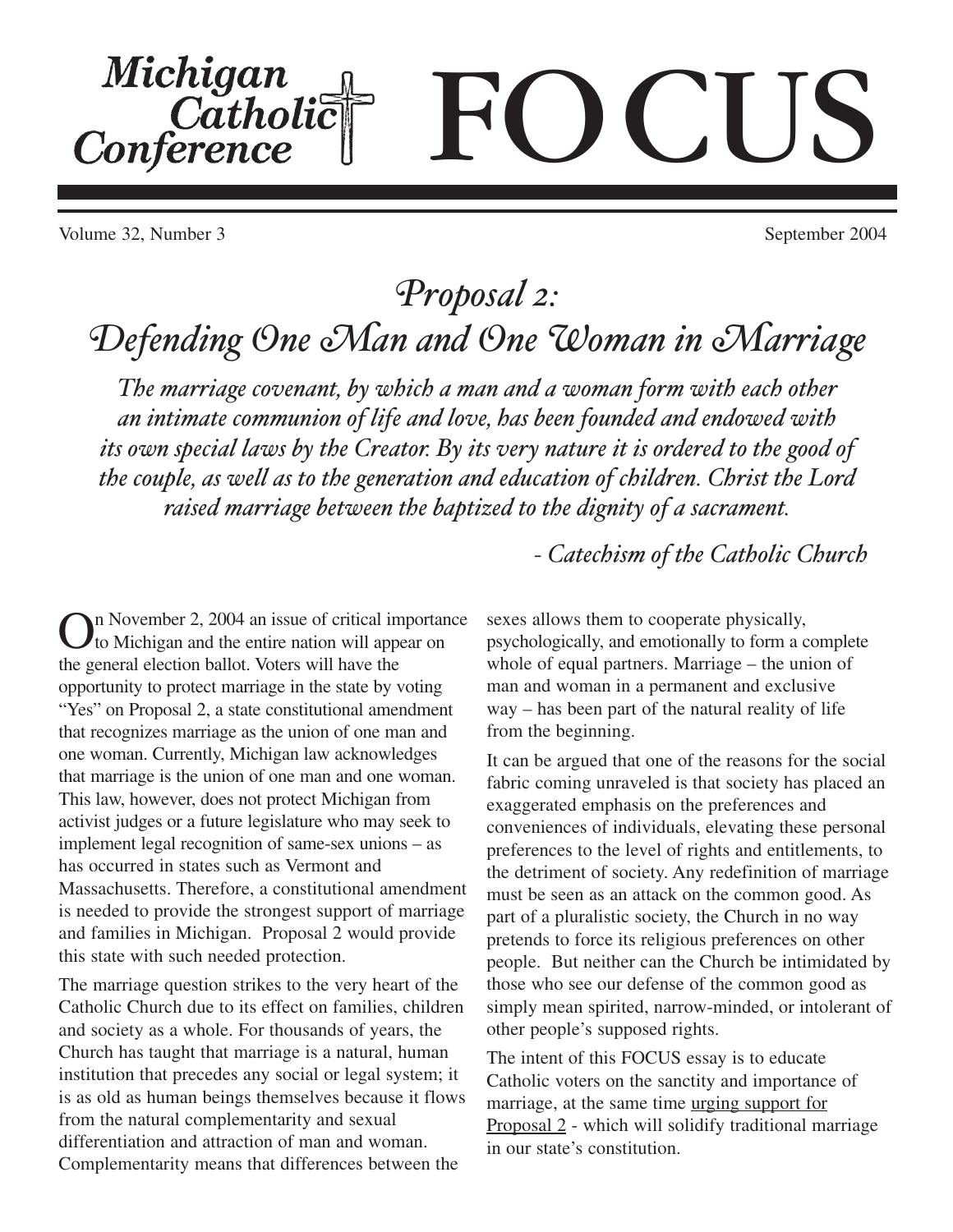# Michigan Catholic Conference FOCUS

Volume 32, Number 3 September 2004

## *Proposal 2: Defending One Man and One Woman in Marriage*

*The marriage covenant, by which a man and a woman form with each other an intimate communion of life and love, has been founded and endowed with its own special laws by the Creator. By its very nature it is ordered to the good of the couple, as well as to the generation and education of children. Christ the Lord raised marriage between the baptized to the dignity of a sacrament.*

*- Catechism of the Catholic Church*

On November 2, 2004 an issue of critical importance to Michigan and the entire nation will appear on the general election ballot. Voters will have the opportunity to protect marriage in the state by voting "Yes" on Proposal 2, a state constitutional amendment that recognizes marriage as the union of one man and one woman. Currently, Michigan law acknowledges that marriage is the union of one man and one woman. This law, however, does not protect Michigan from activist judges or a future legislature who may seek to implement legal recognition of same-sex unions – as has occurred in states such as Vermont and Massachusetts. Therefore, a constitutional amendment is needed to provide the strongest support of marriage and families in Michigan. Proposal 2 would provide this state with such needed protection.

The marriage question strikes to the very heart of the Catholic Church due to its effect on families, children and society as a whole. For thousands of years, the Church has taught that marriage is a natural, human institution that precedes any social or legal system; it is as old as human beings themselves because it flows from the natural complementarity and sexual differentiation and attraction of man and woman. Complementarity means that differences between the sexes allows them to cooperate physically, psychologically, and emotionally to form a complete whole of equal partners. Marriage – the union of man and woman in a permanent and exclusive way – has been part of the natural reality of life from the beginning.

It can be argued that one of the reasons for the social fabric coming unraveled is that society has placed an exaggerated emphasis on the preferences and conveniences of individuals, elevating these personal preferences to the level of rights and entitlements, to the detriment of society. Any redefinition of marriage must be seen as an attack on the common good. As part of a pluralistic society, the Church in no way pretends to force its religious preferences on other people. But neither can the Church be intimidated by those who see our defense of the common good as simply mean spirited, narrow-minded, or intolerant of other people's supposed rights.

The intent of this FOCUS essay is to educate Catholic voters on the sanctity and importance of marriage, at the same time <u>urging support for Proposal 2</u> - which will solidify traditional marriage in our state's constitution.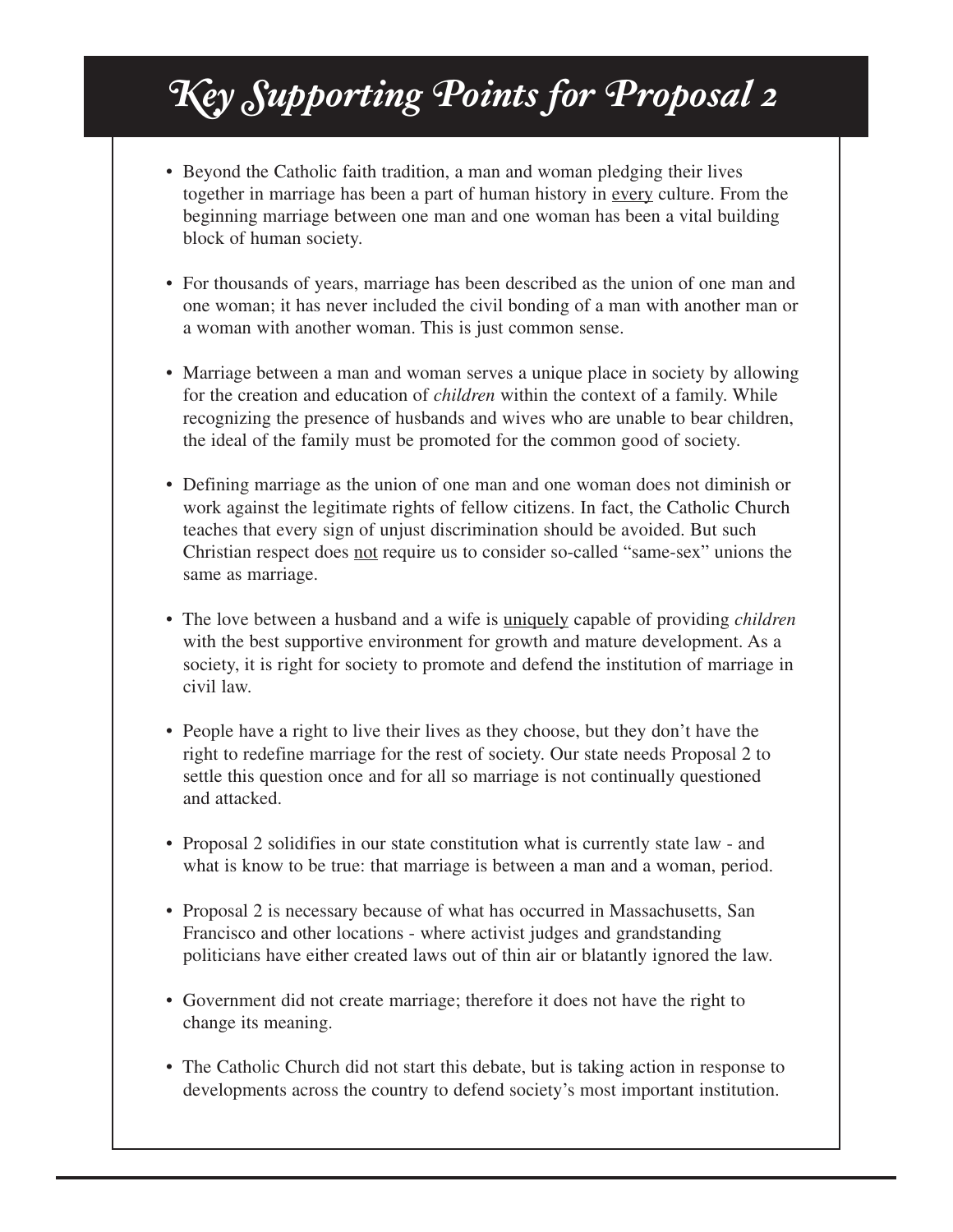# *Key Supporting Points for Proposal 2*

- Beyond the Catholic faith tradition, a man and woman pledging their lives together in marriage has been a part of human history in <u>every</u> culture. From the beginning marriage between one man and one woman has been a vital building block of human society.

- For thousands of years, marriage has been described as the union of one man and one woman; it has never included the civil bonding of a man with another man or a woman with another woman. This is just common sense.

- Marriage between a man and woman serves a unique place in society by allowing for the creation and education of *children* within the context of a family. While recognizing the presence of husbands and wives who are unable to bear children, the ideal of the family must be promoted for the common good of society.

- Defining marriage as the union of one man and one woman does not diminish or work against the legitimate rights of fellow citizens. In fact, the Catholic Church teaches that every sign of unjust discrimination should be avoided. But such Christian respect does <u>not</u> require us to consider so-called "same-sex" unions the same as marriage.

- The love between a husband and a wife is <u>uniquely</u> capable of providing *children* with the best supportive environment for growth and mature development. As a society, it is right for society to promote and defend the institution of marriage in civil law.

- People have a right to live their lives as they choose, but they don't have the right to redefine marriage for the rest of society. Our state needs Proposal 2 to settle this question once and for all so marriage is not continually questioned and attacked.

- Proposal 2 solidifies in our state constitution what is currently state law - and what is know to be true: that marriage is between a man and a woman, period.

- Proposal 2 is necessary because of what has occurred in Massachusetts, San Francisco and other locations - where activist judges and grandstanding politicians have either created laws out of thin air or blatantly ignored the law.

- Government did not create marriage; therefore it does not have the right to change its meaning.

- The Catholic Church did not start this debate, but is taking action in response to developments across the country to defend society's most important institution.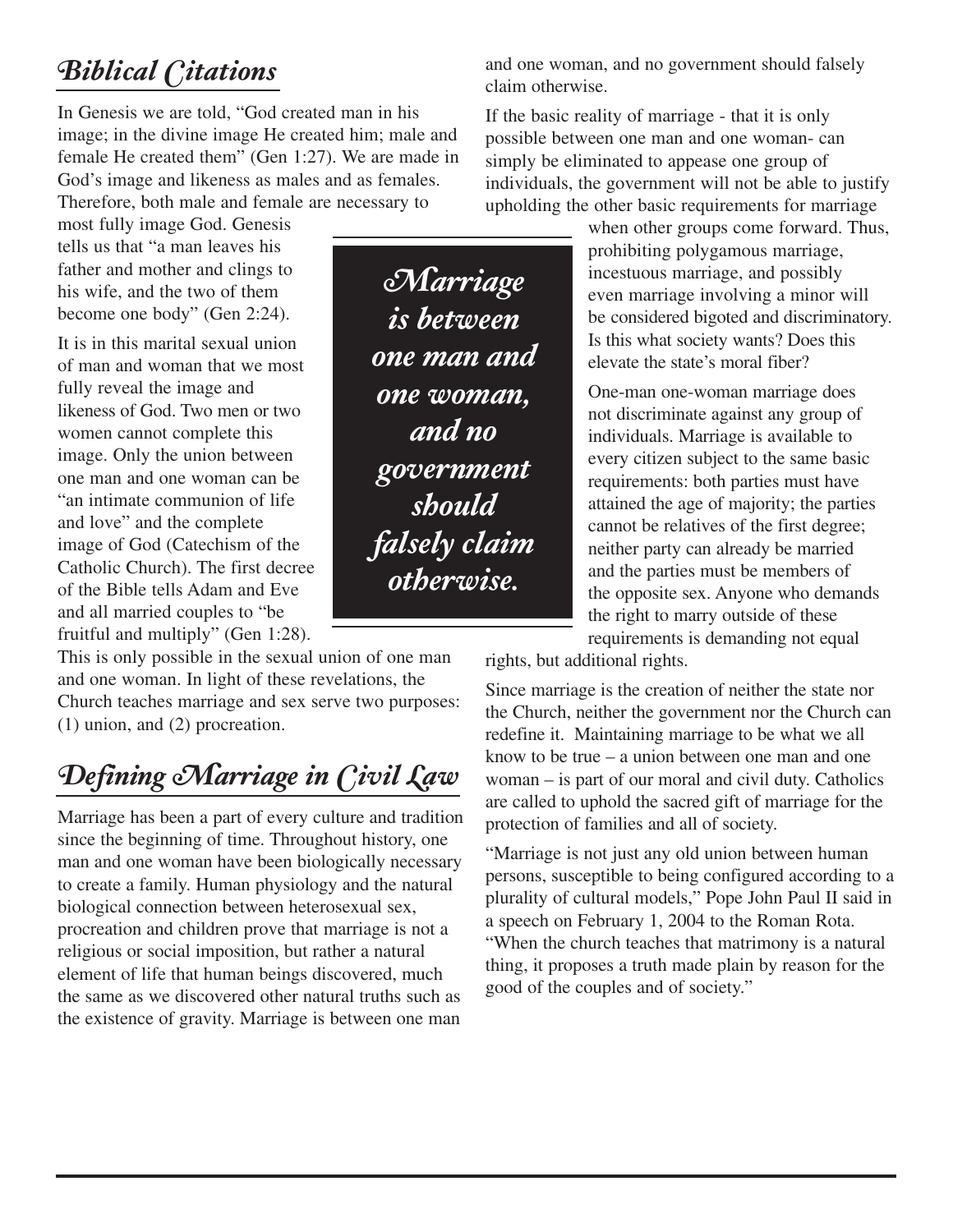## *Biblical Citations*

In Genesis we are told, "God created man in his image; in the divine image He created him; male and female He created them" (Gen 1:27). We are made in God's image and likeness as males and as females. Therefore, both male and female are necessary to most fully image God. Genesis tells us that "a man leaves his father and mother and clings to his wife, and the two of them become one body" (Gen 2:24).

It is in this marital sexual union of man and woman that we most fully reveal the image and likeness of God. Two men or two women cannot complete this image. Only the union between one man and one woman can be "an intimate communion of life and love" and the complete image of God (Catechism of the Catholic Church). The first decree of the Bible tells Adam and Eve and all married couples to "be fruitful and multiply" (Gen 1:28). This is only possible in the sexual union of one man and one woman. In light of these revelations, the Church teaches marriage and sex serve two purposes: (1) union, and (2) procreation.

## *Defining Marriage in Civil Law*

Marriage has been a part of every culture and tradition since the beginning of time. Throughout history, one man and one woman have been biologically necessary to create a family. Human physiology and the natural biological connection between heterosexual sex, procreation and children prove that marriage is not a religious or social imposition, but rather a natural element of life that human beings discovered, much the same as we discovered other natural truths such as the existence of gravity. Marriage is between one man and one woman, and no government should falsely claim otherwise.

If the basic reality of marriage - that it is only possible between one man and one woman- can simply be eliminated to appease one group of individuals, the government will not be able to justify upholding the other basic requirements for marriage when other groups come forward. Thus, prohibiting polygamous marriage, incestuous marriage, and possibly even marriage involving a minor will be considered bigoted and discriminatory. Is this what society wants? Does this elevate the state's moral fiber?

> ***Marriage is between one man and one woman, and no government should falsely claim otherwise.***

One-man one-woman marriage does not discriminate against any group of individuals. Marriage is available to every citizen subject to the same basic requirements: both parties must have attained the age of majority; the parties cannot be relatives of the first degree; neither party can already be married and the parties must be members of the opposite sex. Anyone who demands the right to marry outside of these requirements is demanding not equal rights, but additional rights.

Since marriage is the creation of neither the state nor the Church, neither the government nor the Church can redefine it. Maintaining marriage to be what we all know to be true – a union between one man and one woman – is part of our moral and civil duty. Catholics are called to uphold the sacred gift of marriage for the protection of families and all of society.

"Marriage is not just any old union between human persons, susceptible to being configured according to a plurality of cultural models," Pope John Paul II said in a speech on February 1, 2004 to the Roman Rota. "When the church teaches that matrimony is a natural thing, it proposes a truth made plain by reason for the good of the couples and of society."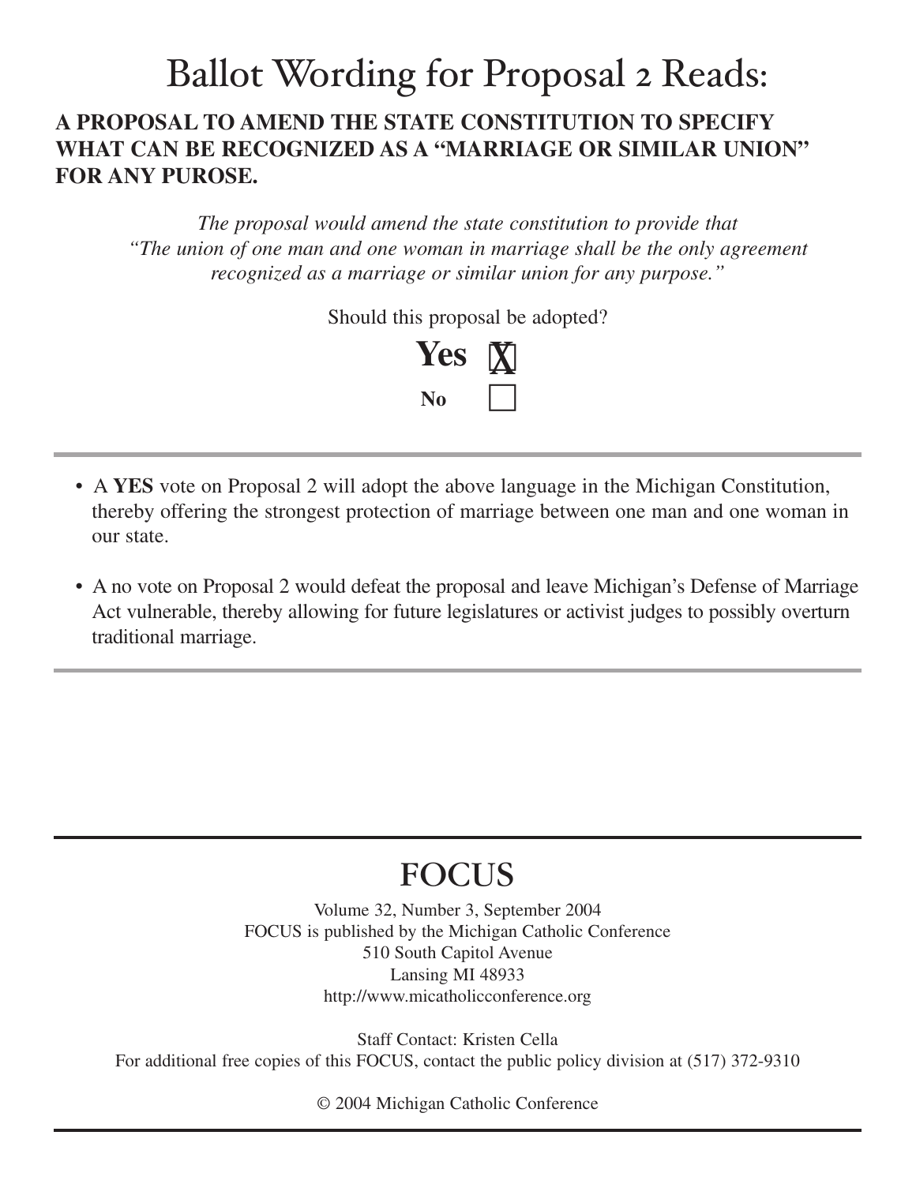# Ballot Wording for Proposal 2 Reads:

**A PROPOSAL TO AMEND THE STATE CONSTITUTION TO SPECIFY WHAT CAN BE RECOGNIZED AS A "MARRIAGE OR SIMILAR UNION" FOR ANY PUROSE.**

*The proposal would amend the state constitution to provide that "The union of one man and one woman in marriage shall be the only agreement recognized as a marriage or similar union for any purpose."*

Should this proposal be adopted?

**Yes** [X]

**No** [ ]

---

- A **YES** vote on Proposal 2 will adopt the above language in the Michigan Constitution, thereby offering the strongest protection of marriage between one man and one woman in our state.

- A no vote on Proposal 2 would defeat the proposal and leave Michigan's Defense of Marriage Act vulnerable, thereby allowing for future legislatures or activist judges to possibly overturn traditional marriage.

---

## FOCUS

Volume 32, Number 3, September 2004
FOCUS is published by the Michigan Catholic Conference
510 South Capitol Avenue
Lansing MI 48933
http://www.micatholicconference.org

Staff Contact: Kristen Cella
For additional free copies of this FOCUS, contact the public policy division at (517) 372-9310

© 2004 Michigan Catholic Conference